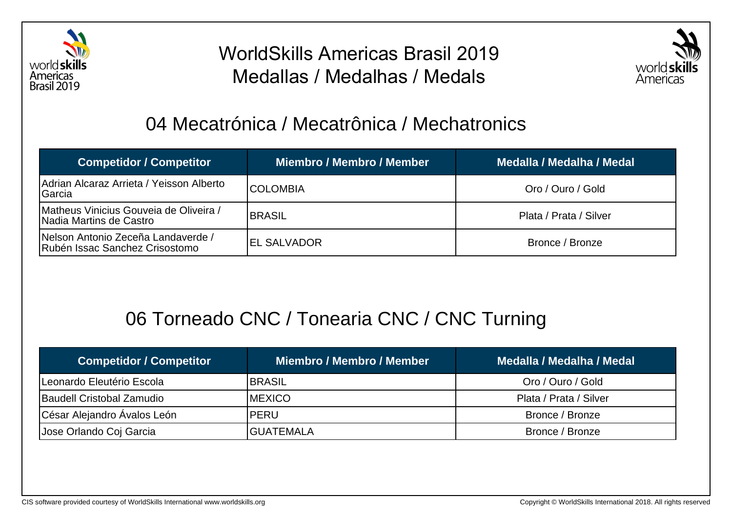# WorldSkills Americas Brasil 2019
# Medallas / Medalhas / Medals

## 04 Mecatrónica / Mecatrônica / Mechatronics

| Competidor / Competitor | Miembro / Membro / Member | Medalla / Medalha / Medal |
|---|---|---|
| Adrian Alcaraz Arrieta / Yeisson Alberto Garcia | COLOMBIA | Oro / Ouro / Gold |
| Matheus Vinicius Gouveia de Oliveira / Nadia Martins de Castro | BRASIL | Plata / Prata / Silver |
| Nelson Antonio Zeceña Landaverde / Rubén Issac Sanchez Crisostomo | EL SALVADOR | Bronce / Bronze |

## 06 Torneado CNC / Tonearia CNC / CNC Turning

| Competidor / Competitor | Miembro / Membro / Member | Medalla / Medalha / Medal |
|---|---|---|
| Leonardo Eleutério Escola | BRASIL | Oro / Ouro / Gold |
| Baudell Cristobal Zamudio | MEXICO | Plata / Prata / Silver |
| César Alejandro Ávalos León | PERU | Bronce / Bronze |
| Jose Orlando Coj Garcia | GUATEMALA | Bronce / Bronze |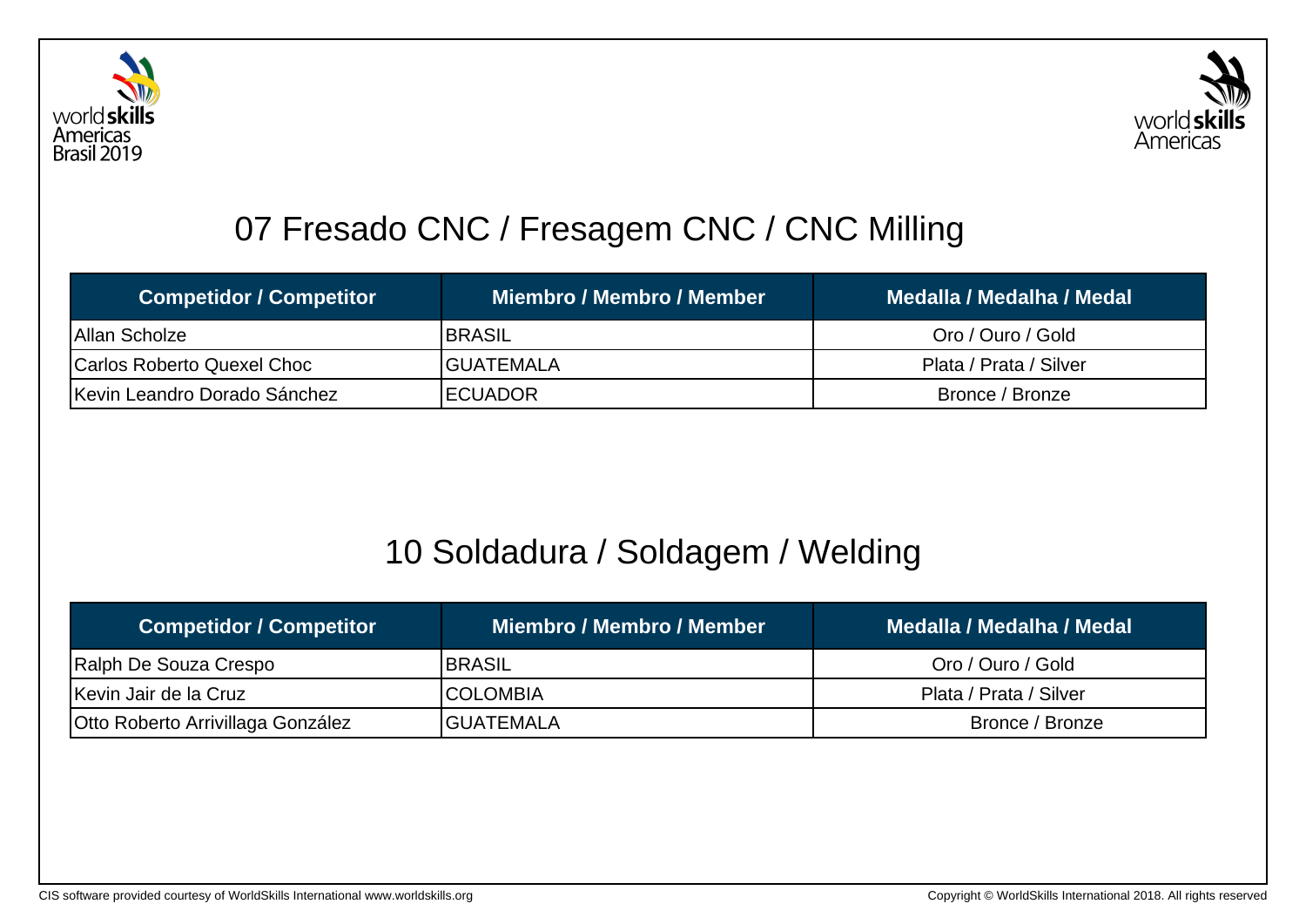worldskills Americas Brasil 2019

worldskills Americas

## 07 Fresado CNC / Fresagem CNC / CNC Milling

| Competidor / Competitor | Miembro / Membro / Member | Medalla / Medalha / Medal |
|---|---|---|
| Allan Scholze | BRASIL | Oro / Ouro / Gold |
| Carlos Roberto Quexel Choc | GUATEMALA | Plata / Prata / Silver |
| Kevin Leandro Dorado Sánchez | ECUADOR | Bronce / Bronze |

## 10 Soldadura / Soldagem / Welding

| Competidor / Competitor | Miembro / Membro / Member | Medalla / Medalha / Medal |
|---|---|---|
| Ralph De Souza Crespo | BRASIL | Oro / Ouro / Gold |
| Kevin Jair de la Cruz | COLOMBIA | Plata / Prata / Silver |
| Otto Roberto Arrivillaga González | GUATEMALA | Bronce / Bronze |

CIS software provided courtesy of WorldSkills International www.worldskills.org

Copyright © WorldSkills International 2018. All rights reserved